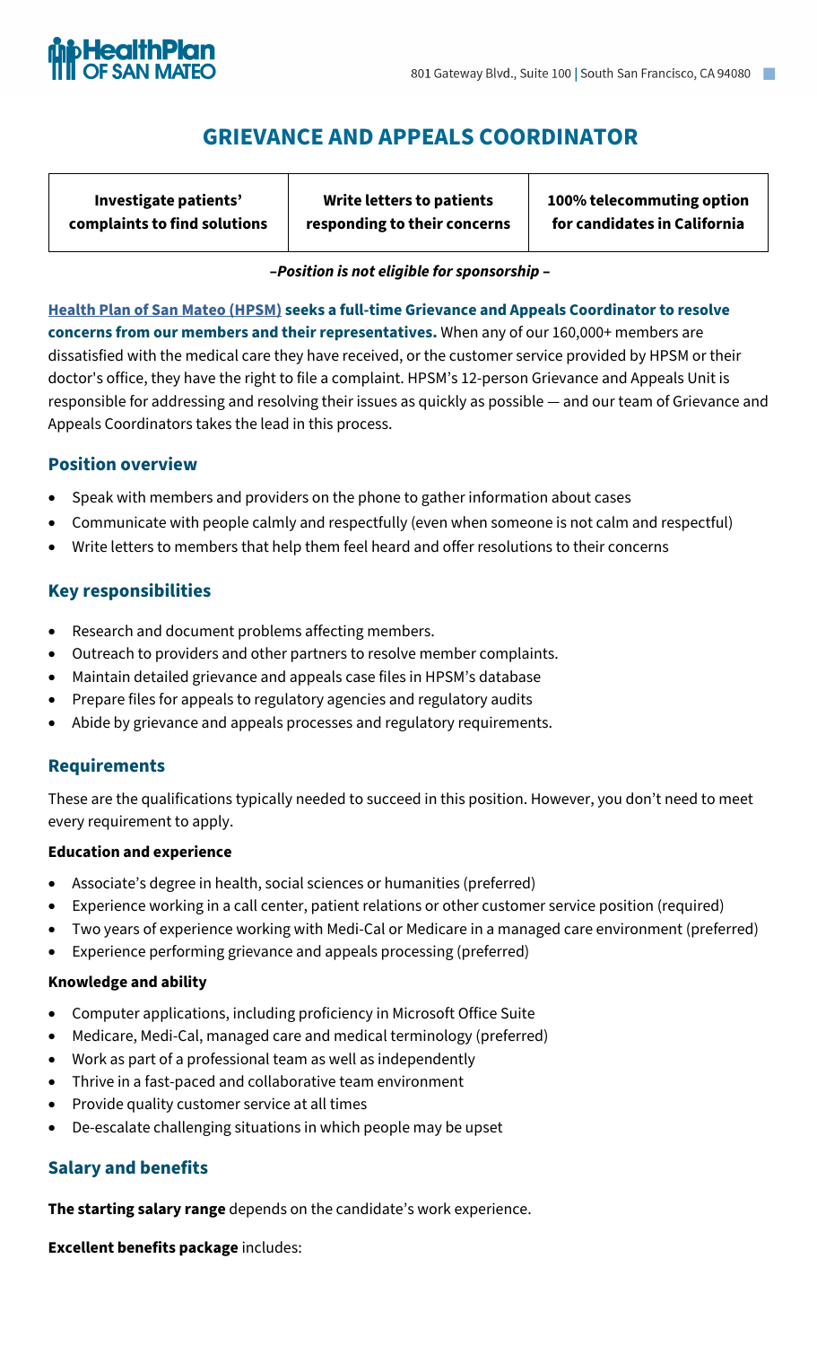HealthPlan OF SAN MATEO

801 Gateway Blvd., Suite 100 | South San Francisco, CA 94080

# GRIEVANCE AND APPEALS COORDINATOR

| Investigate patients' complaints to find solutions | Write letters to patients responding to their concerns | 100% telecommuting option for candidates in California |
| --- | --- | --- |

***–Position is not eligible for sponsorship –***

**Health Plan of San Mateo (HPSM) seeks a full-time Grievance and Appeals Coordinator to resolve concerns from our members and their representatives.** When any of our 160,000+ members are dissatisfied with the medical care they have received, or the customer service provided by HPSM or their doctor's office, they have the right to file a complaint. HPSM's 12-person Grievance and Appeals Unit is responsible for addressing and resolving their issues as quickly as possible — and our team of Grievance and Appeals Coordinators takes the lead in this process.

## Position overview

- Speak with members and providers on the phone to gather information about cases
- Communicate with people calmly and respectfully (even when someone is not calm and respectful)
- Write letters to members that help them feel heard and offer resolutions to their concerns

## Key responsibilities

- Research and document problems affecting members.
- Outreach to providers and other partners to resolve member complaints.
- Maintain detailed grievance and appeals case files in HPSM's database
- Prepare files for appeals to regulatory agencies and regulatory audits
- Abide by grievance and appeals processes and regulatory requirements.

## Requirements

These are the qualifications typically needed to succeed in this position. However, you don't need to meet every requirement to apply.

### Education and experience

- Associate's degree in health, social sciences or humanities (preferred)
- Experience working in a call center, patient relations or other customer service position (required)
- Two years of experience working with Medi-Cal or Medicare in a managed care environment (preferred)
- Experience performing grievance and appeals processing (preferred)

### Knowledge and ability

- Computer applications, including proficiency in Microsoft Office Suite
- Medicare, Medi-Cal, managed care and medical terminology (preferred)
- Work as part of a professional team as well as independently
- Thrive in a fast-paced and collaborative team environment
- Provide quality customer service at all times
- De-escalate challenging situations in which people may be upset

## Salary and benefits

**The starting salary range** depends on the candidate's work experience.

**Excellent benefits package** includes: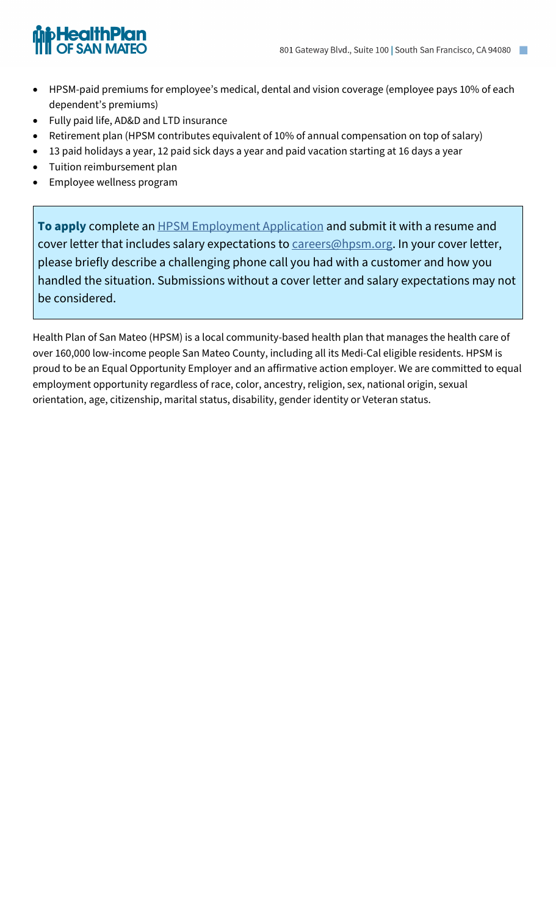- HPSM-paid premiums for employee's medical, dental and vision coverage (employee pays 10% of each dependent's premiums)
- Fully paid life, AD&D and LTD insurance
- Retirement plan (HPSM contributes equivalent of 10% of annual compensation on top of salary)
- 13 paid holidays a year, 12 paid sick days a year and paid vacation starting at 16 days a year
- Tuition reimbursement plan
- Employee wellness program

**To apply** complete an [HPSM Employment Application]() and submit it with a resume and cover letter that includes salary expectations to careers@hpsm.org. In your cover letter, please briefly describe a challenging phone call you had with a customer and how you handled the situation. Submissions without a cover letter and salary expectations may not be considered.

Health Plan of San Mateo (HPSM) is a local community-based health plan that manages the health care of over 160,000 low-income people San Mateo County, including all its Medi-Cal eligible residents. HPSM is proud to be an Equal Opportunity Employer and an affirmative action employer. We are committed to equal employment opportunity regardless of race, color, ancestry, religion, sex, national origin, sexual orientation, age, citizenship, marital status, disability, gender identity or Veteran status.